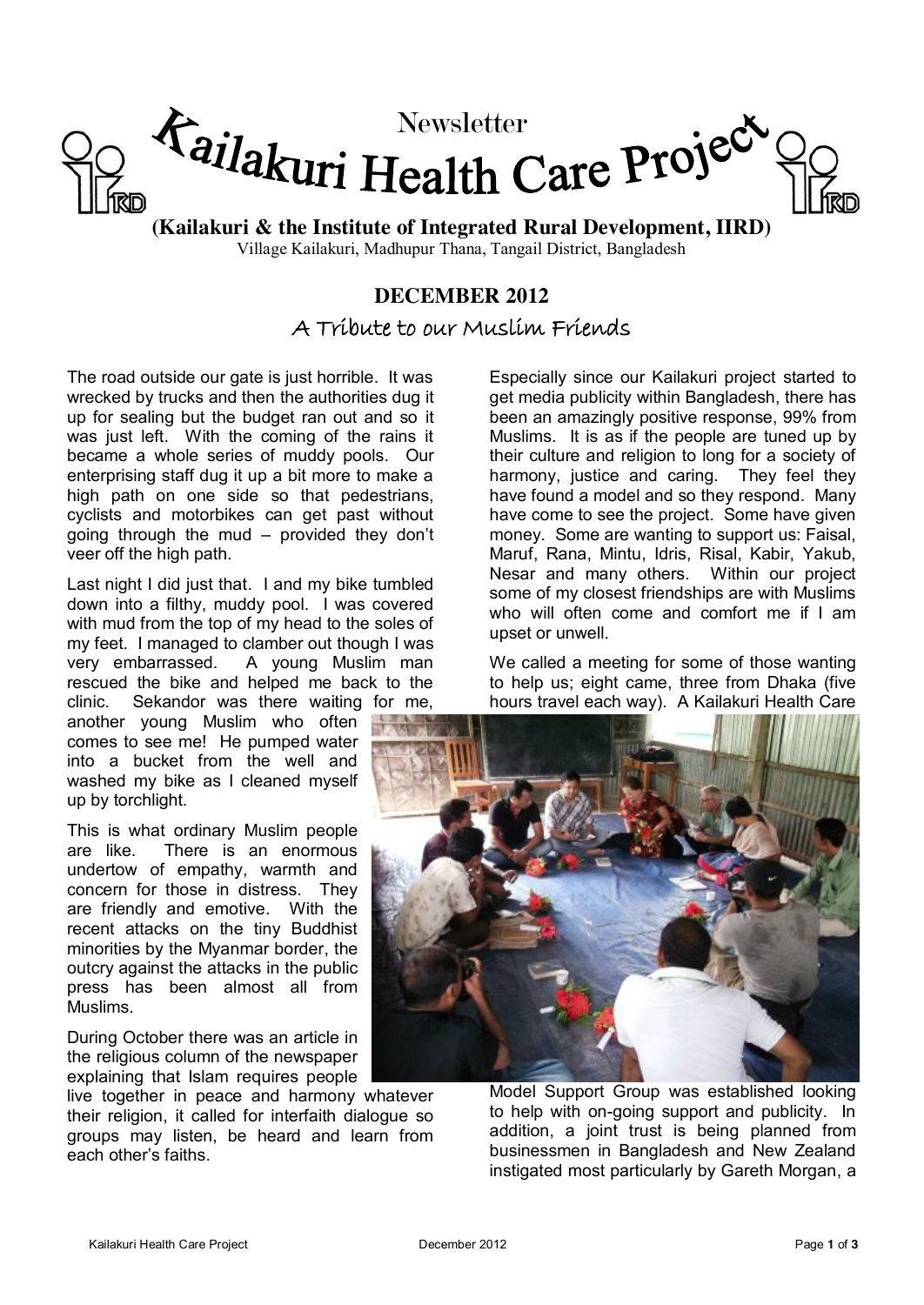# Newsletter

# Kailakuri Health Care Project

**(Kailakuri & the Institute of Integrated Rural Development, IIRD)**

Village Kailakuri, Madhupur Thana, Tangail District, Bangladesh

## DECEMBER 2012

### A Tribute to our Muslim Friends

The road outside our gate is just horrible. It was wrecked by trucks and then the authorities dug it up for sealing but the budget ran out and so it was just left. With the coming of the rains it became a whole series of muddy pools. Our enterprising staff dug it up a bit more to make a high path on one side so that pedestrians, cyclists and motorbikes can get past without going through the mud – provided they don't veer off the high path.

Last night I did just that. I and my bike tumbled down into a filthy, muddy pool. I was covered with mud from the top of my head to the soles of my feet. I managed to clamber out though I was very embarrassed. A young Muslim man rescued the bike and helped me back to the clinic. Sekandor was there waiting for me, another young Muslim who often comes to see me! He pumped water into a bucket from the well and washed my bike as I cleaned myself up by torchlight.

This is what ordinary Muslim people are like. There is an enormous undertow of empathy, warmth and concern for those in distress. They are friendly and emotive. With the recent attacks on the tiny Buddhist minorities by the Myanmar border, the outcry against the attacks in the public press has been almost all from Muslims.

During October there was an article in the religious column of the newspaper explaining that Islam requires people live together in peace and harmony whatever their religion, it called for interfaith dialogue so groups may listen, be heard and learn from each other's faiths.

Especially since our Kailakuri project started to get media publicity within Bangladesh, there has been an amazingly positive response, 99% from Muslims. It is as if the people are tuned up by their culture and religion to long for a society of harmony, justice and caring. They feel they have found a model and so they respond. Many have come to see the project. Some have given money. Some are wanting to support us: Faisal, Maruf, Rana, Mintu, Idris, Risal, Kabir, Yakub, Nesar and many others. Within our project some of my closest friendships are with Muslims who will often come and comfort me if I am upset or unwell.

We called a meeting for some of those wanting to help us; eight came, three from Dhaka (five hours travel each way). A Kailakuri Health Care Model Support Group was established looking to help with on-going support and publicity. In addition, a joint trust is being planned from businessmen in Bangladesh and New Zealand instigated most particularly by Gareth Morgan, a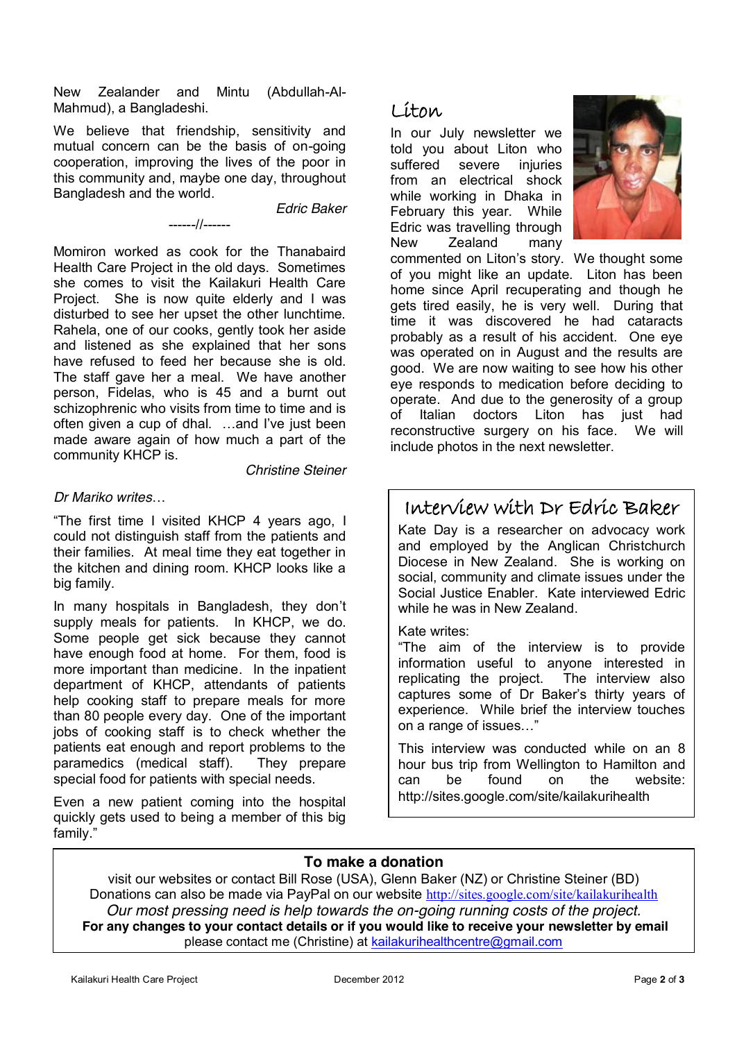New Zealander and Mintu (Abdullah-Al-Mahmud), a Bangladeshi.

We believe that friendship, sensitivity and mutual concern can be the basis of on-going cooperation, improving the lives of the poor in this community and, maybe one day, throughout Bangladesh and the world.

*Edric Baker*

------//------

Momiron worked as cook for the Thanabaird Health Care Project in the old days. Sometimes she comes to visit the Kailakuri Health Care Project. She is now quite elderly and I was disturbed to see her upset the other lunchtime. Rahela, one of our cooks, gently took her aside and listened as she explained that her sons have refused to feed her because she is old. The staff gave her a meal. We have another person, Fidelas, who is 45 and a burnt out schizophrenic who visits from time to time and is often given a cup of dhal. …and I've just been made aware again of how much a part of the community KHCP is.

*Christine Steiner*

*Dr Mariko writes…*

"The first time I visited KHCP 4 years ago, I could not distinguish staff from the patients and their families. At meal time they eat together in the kitchen and dining room. KHCP looks like a big family.

In many hospitals in Bangladesh, they don't supply meals for patients. In KHCP, we do. Some people get sick because they cannot have enough food at home. For them, food is more important than medicine. In the inpatient department of KHCP, attendants of patients help cooking staff to prepare meals for more than 80 people every day. One of the important jobs of cooking staff is to check whether the patients eat enough and report problems to the paramedics (medical staff). They prepare special food for patients with special needs.

Even a new patient coming into the hospital quickly gets used to being a member of this big family."

## Liton

In our July newsletter we told you about Liton who suffered severe injuries from an electrical shock while working in Dhaka in February this year. While Edric was travelling through New Zealand many commented on Liton's story. We thought some of you might like an update. Liton has been home since April recuperating and though he gets tired easily, he is very well. During that time it was discovered he had cataracts probably as a result of his accident. One eye was operated on in August and the results are good. We are now waiting to see how his other eye responds to medication before deciding to operate. And due to the generosity of a group of Italian doctors Liton has just had reconstructive surgery on his face. We will include photos in the next newsletter.

## Interview with Dr Edric Baker

Kate Day is a researcher on advocacy work and employed by the Anglican Christchurch Diocese in New Zealand. She is working on social, community and climate issues under the Social Justice Enabler. Kate interviewed Edric while he was in New Zealand.

Kate writes:
"The aim of the interview is to provide information useful to anyone interested in replicating the project. The interview also captures some of Dr Baker's thirty years of experience. While brief the interview touches on a range of issues…"

This interview was conducted while on an 8 hour bus trip from Wellington to Hamilton and can be found on the website: http://sites.google.com/site/kailakurihealth

**To make a donation**

visit our websites or contact Bill Rose (USA), Glenn Baker (NZ) or Christine Steiner (BD)
Donations can also be made via PayPal on our website http://sites.google.com/site/kailakurihealth
*Our most pressing need is help towards the on-going running costs of the project.*
**For any changes to your contact details or if you would like to receive your newsletter by email**
please contact me (Christine) at kailakurihealthcentre@gmail.com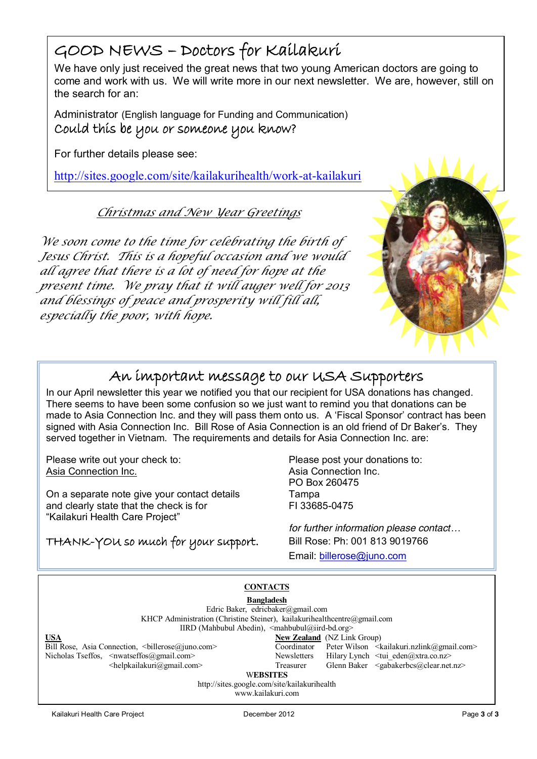## GOOD NEWS – Doctors for Kailakuri

We have only just received the great news that two young American doctors are going to come and work with us. We will write more in our next newsletter. We are, however, still on the search for an:

Administrator (English language for Funding and Communication)
Could this be you or someone you know?

For further details please see:

http://sites.google.com/site/kailakurihealth/work-at-kailakuri

### *Christmas and New Year Greetings*

*We soon come to the time for celebrating the birth of Jesus Christ. This is a hopeful occasion and we would all agree that there is a lot of need for hope at the present time. We pray that it will auger well for 2013 and blessings of peace and prosperity will fill all, especially the poor, with hope.*

## An important message to our USA Supporters

In our April newsletter this year we notified you that our recipient for USA donations has changed. There seems to have been some confusion so we just want to remind you that donations can be made to Asia Connection Inc. and they will pass them onto us. A 'Fiscal Sponsor' contract has been signed with Asia Connection Inc. Bill Rose of Asia Connection is an old friend of Dr Baker's. They served together in Vietnam. The requirements and details for Asia Connection Inc. are:

Please write out your check to:
Asia Connection Inc.

On a separate note give your contact details and clearly state that the check is for "Kailakuri Health Care Project"

THANK-YOU so much for your support.

Please post your donations to:
Asia Connection Inc.
PO Box 260475
Tampa
Fl 33685-0475

*for further information please contact…*
Bill Rose: Ph: 001 813 9019766
Email: billerose@juno.com

**CONTACTS**

**Bangladesh**
Edric Baker, edricbaker@gmail.com
KHCP Administration (Christine Steiner), kailakurihealthcentre@gmail.com
IIRD (Mahbubul Abedin), <mahbubul@iird-bd.org>

**USA**
Bill Rose, Asia Connection, <billerose@juno.com>
Nicholas Tseffos, <nwatseffos@gmail.com>
<helpkailakuri@gmail.com>

**New Zealand** (NZ Link Group)
Coordinator Peter Wilson <kailakuri.nzlink@gmail.com>
Newsletters Hilary Lynch <tui_eden@xtra.co.nz>
Treasurer Glenn Baker <gabakerbcs@clear.net.nz>

**WEBSITES**
http://sites.google.com/site/kailakurihealth
www.kailakuri.com